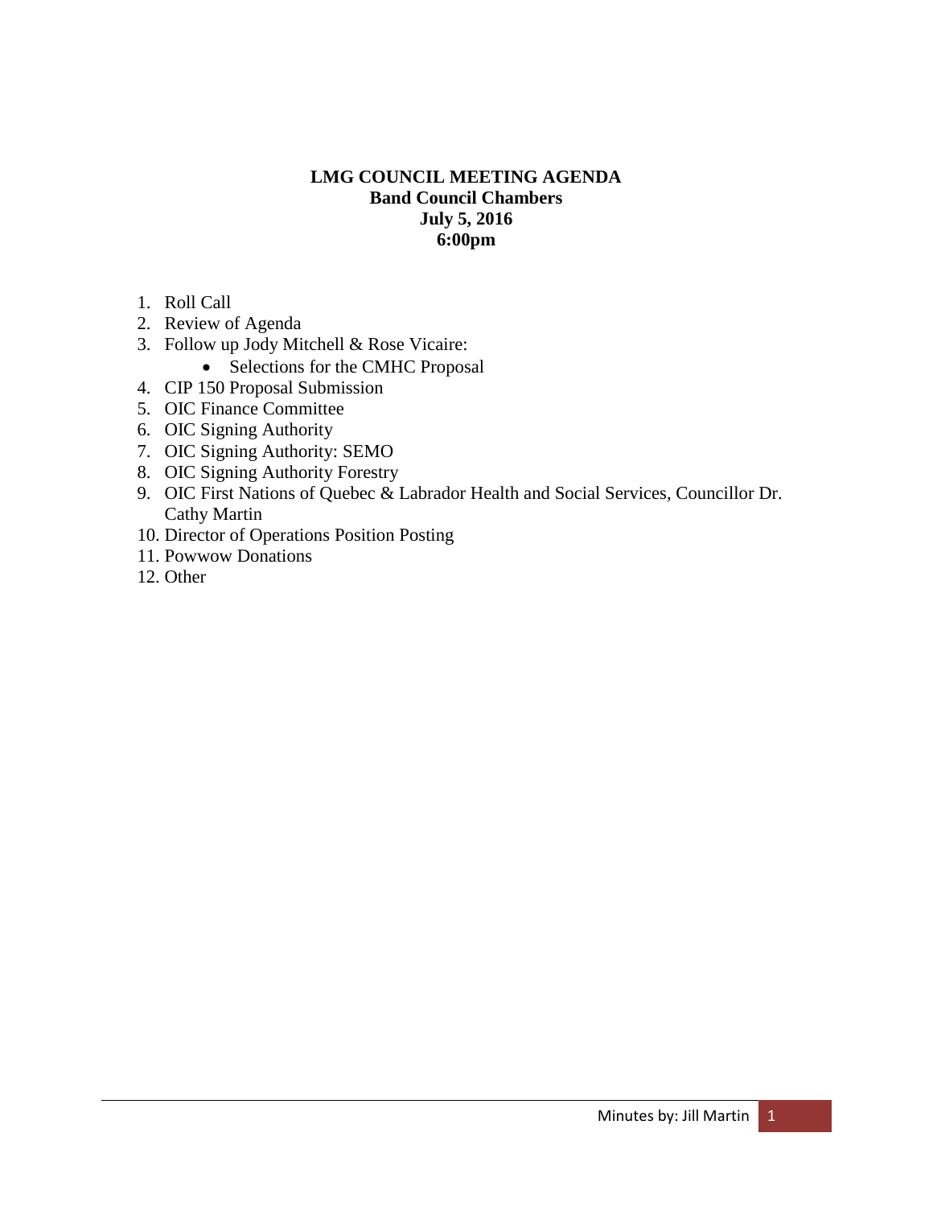# LMG COUNCIL MEETING AGENDA

**Band Council Chambers**
**July 5, 2016**
**6:00pm**

1. Roll Call
2. Review of Agenda
3. Follow up Jody Mitchell & Rose Vicaire:
   - Selections for the CMHC Proposal
4. CIP 150 Proposal Submission
5. OIC Finance Committee
6. OIC Signing Authority
7. OIC Signing Authority: SEMO
8. OIC Signing Authority Forestry
9. OIC First Nations of Quebec & Labrador Health and Social Services, Councillor Dr. Cathy Martin
10. Director of Operations Position Posting
11. Powwow Donations
12. Other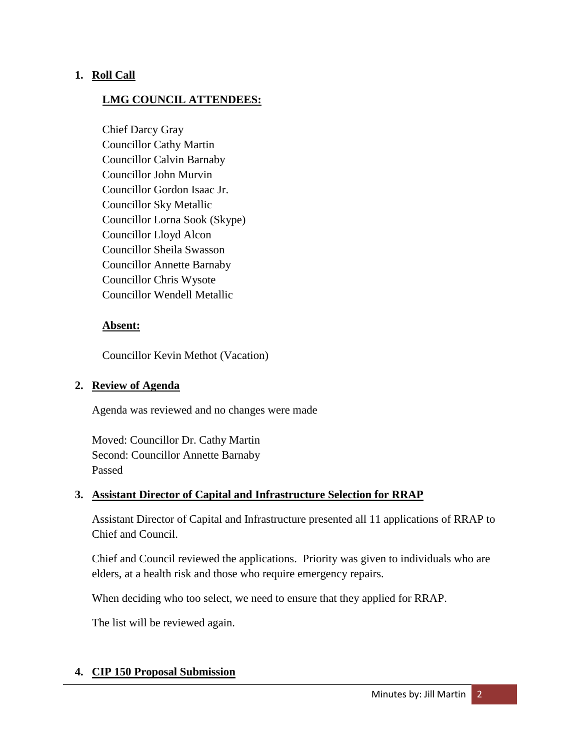1. **Roll Call**

   **LMG COUNCIL ATTENDEES:**

   Chief Darcy Gray
   Councillor Cathy Martin
   Councillor Calvin Barnaby
   Councillor John Murvin
   Councillor Gordon Isaac Jr.
   Councillor Sky Metallic
   Councillor Lorna Sook (Skype)
   Councillor Lloyd Alcon
   Councillor Sheila Swasson
   Councillor Annette Barnaby
   Councillor Chris Wysote
   Councillor Wendell Metallic

   **Absent:**

   Councillor Kevin Methot (Vacation)

2. **Review of Agenda**

   Agenda was reviewed and no changes were made

   Moved: Councillor Dr. Cathy Martin
   Second: Councillor Annette Barnaby
   Passed

3. **Assistant Director of Capital and Infrastructure Selection for RRAP**

   Assistant Director of Capital and Infrastructure presented all 11 applications of RRAP to Chief and Council.

   Chief and Council reviewed the applications. Priority was given to individuals who are elders, at a health risk and those who require emergency repairs.

   When deciding who too select, we need to ensure that they applied for RRAP.

   The list will be reviewed again.

4. **CIP 150 Proposal Submission**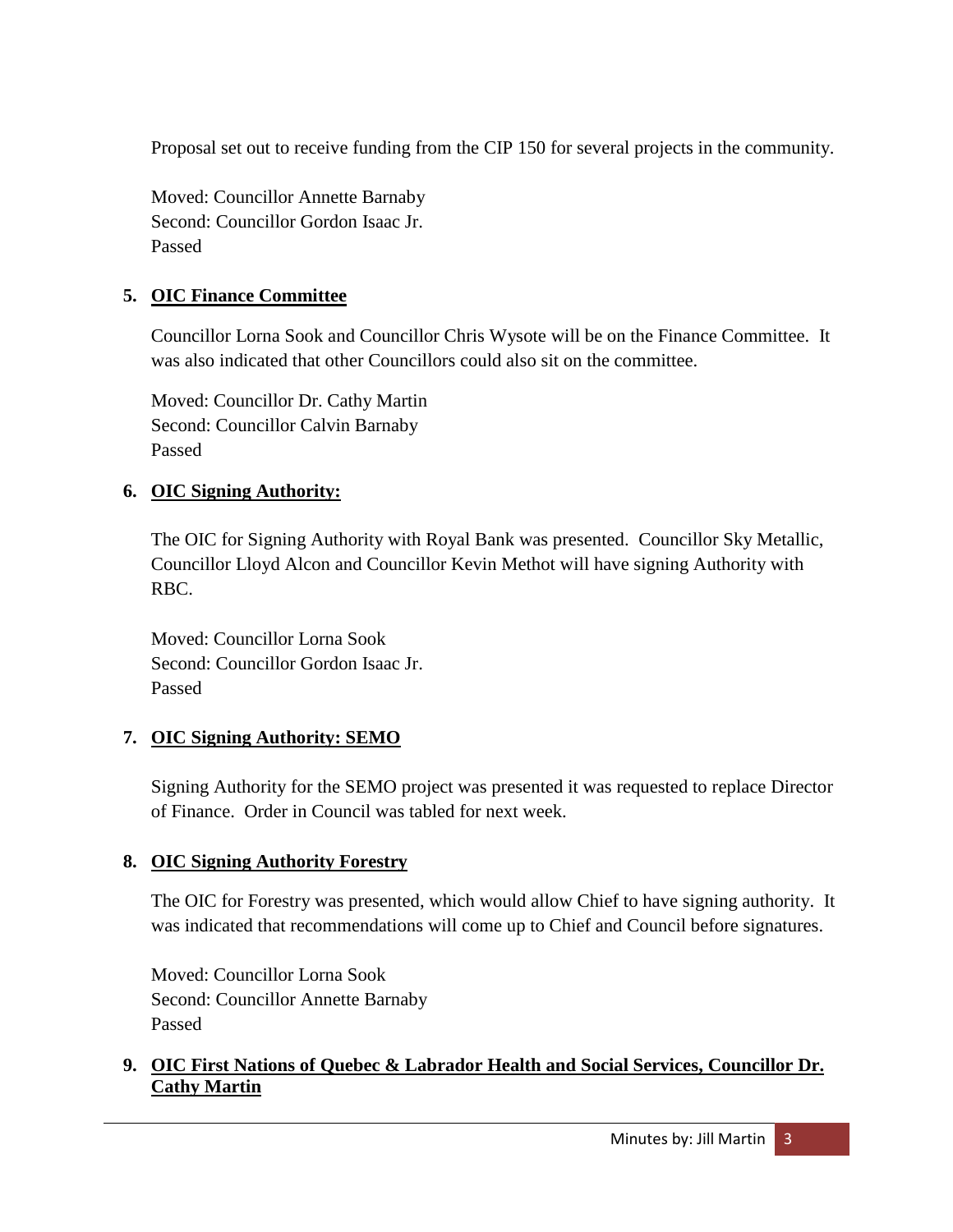Proposal set out to receive funding from the CIP 150 for several projects in the community.

Moved: Councillor Annette Barnaby
Second: Councillor Gordon Isaac Jr.
Passed

5. **OIC Finance Committee**

Councillor Lorna Sook and Councillor Chris Wysote will be on the Finance Committee. It was also indicated that other Councillors could also sit on the committee.

Moved: Councillor Dr. Cathy Martin
Second: Councillor Calvin Barnaby
Passed

6. **OIC Signing Authority:**

The OIC for Signing Authority with Royal Bank was presented. Councillor Sky Metallic, Councillor Lloyd Alcon and Councillor Kevin Methot will have signing Authority with RBC.

Moved: Councillor Lorna Sook
Second: Councillor Gordon Isaac Jr.
Passed

7. **OIC Signing Authority: SEMO**

Signing Authority for the SEMO project was presented it was requested to replace Director of Finance. Order in Council was tabled for next week.

8. **OIC Signing Authority Forestry**

The OIC for Forestry was presented, which would allow Chief to have signing authority. It was indicated that recommendations will come up to Chief and Council before signatures.

Moved: Councillor Lorna Sook
Second: Councillor Annette Barnaby
Passed

9. **OIC First Nations of Quebec & Labrador Health and Social Services, Councillor Dr. Cathy Martin**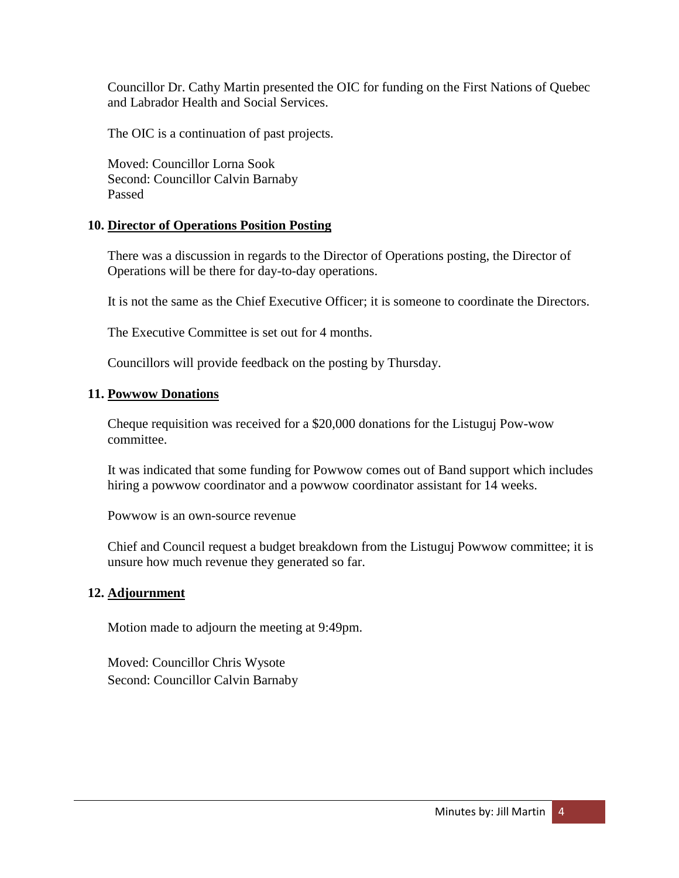Councillor Dr. Cathy Martin presented the OIC for funding on the First Nations of Quebec and Labrador Health and Social Services.

The OIC is a continuation of past projects.

Moved: Councillor Lorna Sook
Second: Councillor Calvin Barnaby
Passed

## 10. Director of Operations Position Posting

There was a discussion in regards to the Director of Operations posting, the Director of Operations will be there for day-to-day operations.

It is not the same as the Chief Executive Officer; it is someone to coordinate the Directors.

The Executive Committee is set out for 4 months.

Councillors will provide feedback on the posting by Thursday.

## 11. Powwow Donations

Cheque requisition was received for a $20,000 donations for the Listuguj Pow-wow committee.

It was indicated that some funding for Powwow comes out of Band support which includes hiring a powwow coordinator and a powwow coordinator assistant for 14 weeks.

Powwow is an own-source revenue

Chief and Council request a budget breakdown from the Listuguj Powwow committee; it is unsure how much revenue they generated so far.

## 12. Adjournment

Motion made to adjourn the meeting at 9:49pm.

Moved: Councillor Chris Wysote
Second: Councillor Calvin Barnaby